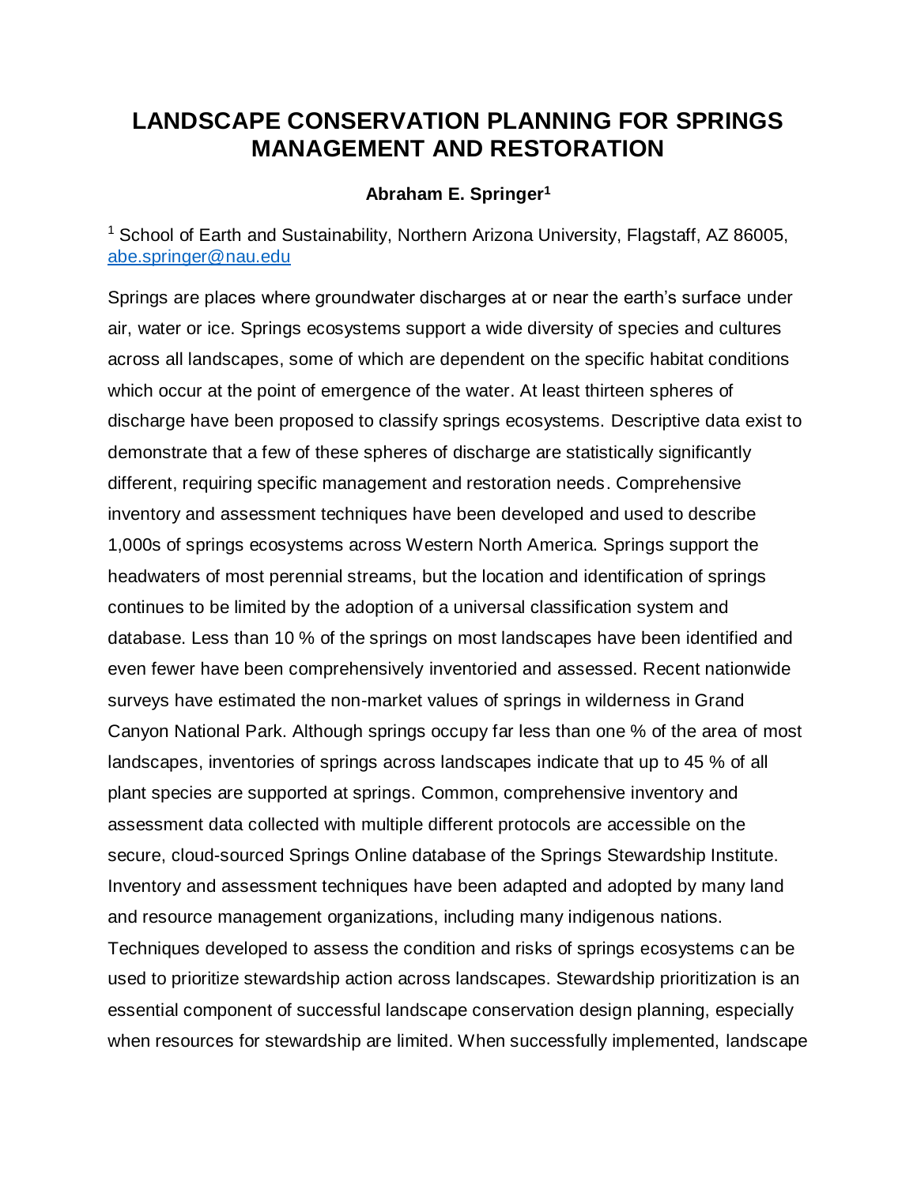# LANDSCAPE CONSERVATION PLANNING FOR SPRINGS MANAGEMENT AND RESTORATION

**Abraham E. Springer[1]**

[1] School of Earth and Sustainability, Northern Arizona University, Flagstaff, AZ 86005, abe.springer@nau.edu

Springs are places where groundwater discharges at or near the earth's surface under air, water or ice. Springs ecosystems support a wide diversity of species and cultures across all landscapes, some of which are dependent on the specific habitat conditions which occur at the point of emergence of the water. At least thirteen spheres of discharge have been proposed to classify springs ecosystems. Descriptive data exist to demonstrate that a few of these spheres of discharge are statistically significantly different, requiring specific management and restoration needs. Comprehensive inventory and assessment techniques have been developed and used to describe 1,000s of springs ecosystems across Western North America. Springs support the headwaters of most perennial streams, but the location and identification of springs continues to be limited by the adoption of a universal classification system and database. Less than 10 % of the springs on most landscapes have been identified and even fewer have been comprehensively inventoried and assessed. Recent nationwide surveys have estimated the non-market values of springs in wilderness in Grand Canyon National Park. Although springs occupy far less than one % of the area of most landscapes, inventories of springs across landscapes indicate that up to 45 % of all plant species are supported at springs. Common, comprehensive inventory and assessment data collected with multiple different protocols are accessible on the secure, cloud-sourced Springs Online database of the Springs Stewardship Institute. Inventory and assessment techniques have been adapted and adopted by many land and resource management organizations, including many indigenous nations. Techniques developed to assess the condition and risks of springs ecosystems can be used to prioritize stewardship action across landscapes. Stewardship prioritization is an essential component of successful landscape conservation design planning, especially when resources for stewardship are limited. When successfully implemented, landscape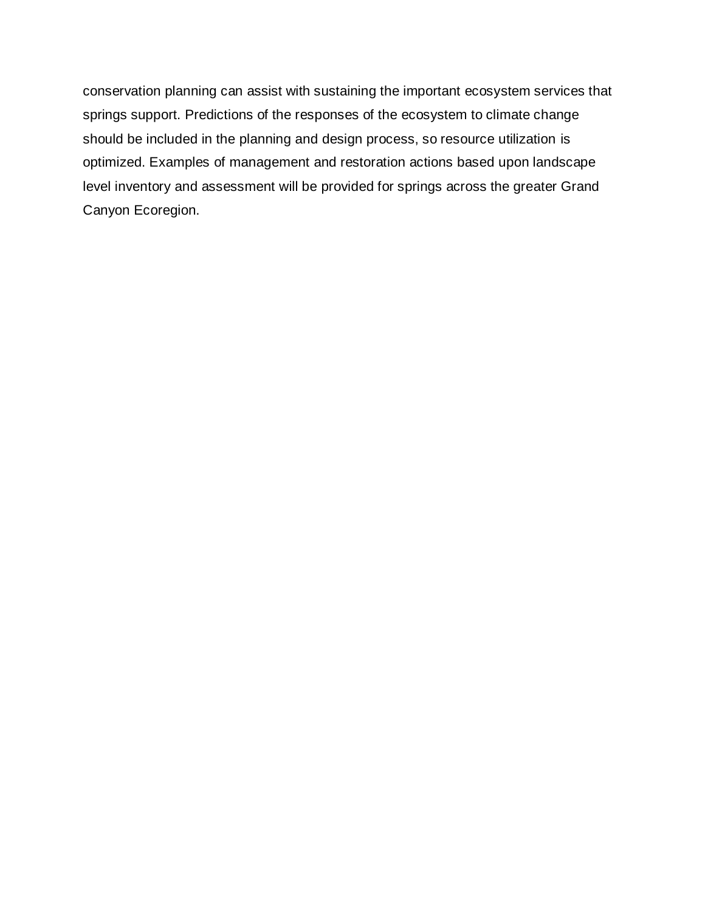conservation planning can assist with sustaining the important ecosystem services that springs support. Predictions of the responses of the ecosystem to climate change should be included in the planning and design process, so resource utilization is optimized. Examples of management and restoration actions based upon landscape level inventory and assessment will be provided for springs across the greater Grand Canyon Ecoregion.